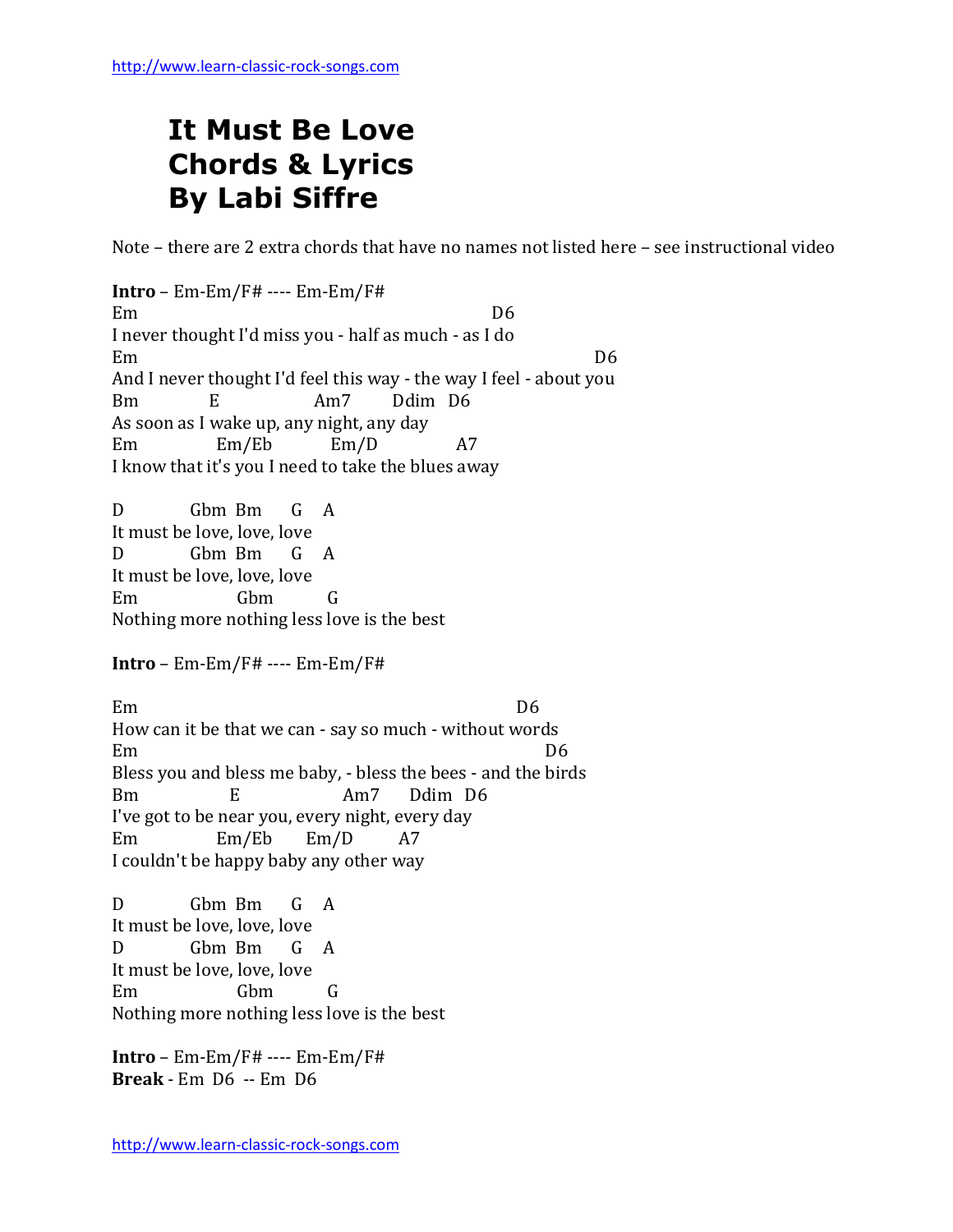# It Must Be Love Chords & Lyrics By Labi Siffre

Note – there are 2 extra chords that have no names not listed here – see instructional video

**Intro** – Em-Em/F# ---- Em-Em/F#

```
Em                                              D6
I never thought I'd miss you - half as much - as I do
Em                                                          D6
And I never thought I'd feel this way - the way I feel - about you
Bm          E            Am7      Ddim  D6
As soon as I wake up, any night, any day
Em          Em/Eb        Em/D         A7
I know that it's you I need to take the blues away
```

```
D         Gbm  Bm     G    A
It must be love, love, love
D         Gbm  Bm     G    A
It must be love, love, love
Em              Gbm        G
Nothing more nothing less love is the best
```

**Intro** – Em-Em/F# ---- Em-Em/F#

```
Em                                                D6
How can it be that we can - say so much - without words
Em                                                     D6
Bless you and bless me baby, - bless the bees - and the birds
Bm              E             Am7     Ddim  D6
I've got to be near you, every night, every day
Em          Em/Eb     Em/D      A7
I couldn't be happy baby any other way
```

```
D         Gbm  Bm     G    A
It must be love, love, love
D         Gbm  Bm     G    A
It must be love, love, love
Em              Gbm        G
Nothing more nothing less love is the best
```

**Intro** – Em-Em/F# ---- Em-Em/F#
**Break** - Em D6 -- Em D6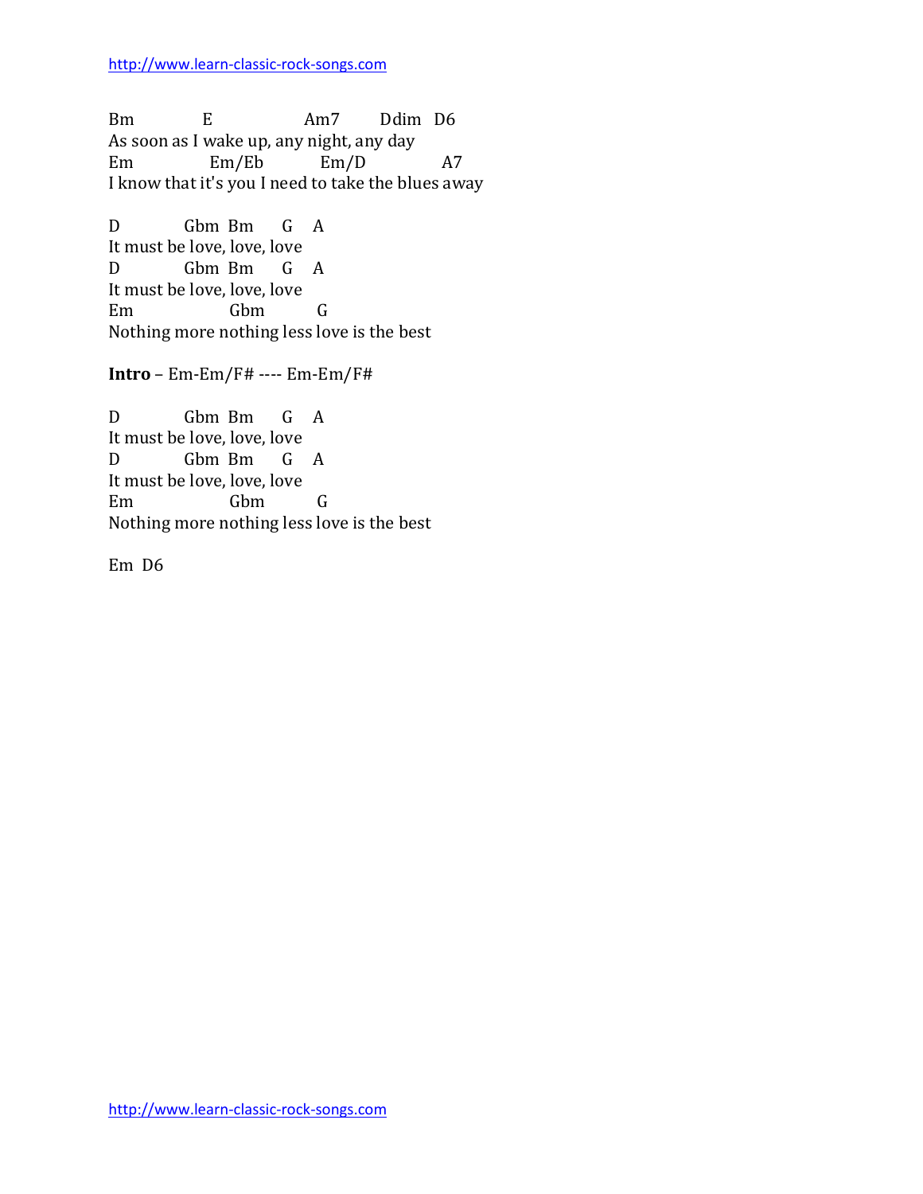```
Bm              E                    Am7        Ddim   D6
As soon as I wake up, any night, any day
Em              Em/Eb           Em/D               A7
I know that it's you I need to take the blues away

D           Gbm  Bm      G     A
It must be love, love, love
D           Gbm  Bm      G     A
It must be love, love, love
Em                  Gbm          G
Nothing more nothing less love is the best
```

**Intro** – Em-Em/F# ---- Em-Em/F#

```
D           Gbm  Bm      G     A
It must be love, love, love
D           Gbm  Bm      G     A
It must be love, love, love
Em                  Gbm          G
Nothing more nothing less love is the best

Em  D6
```